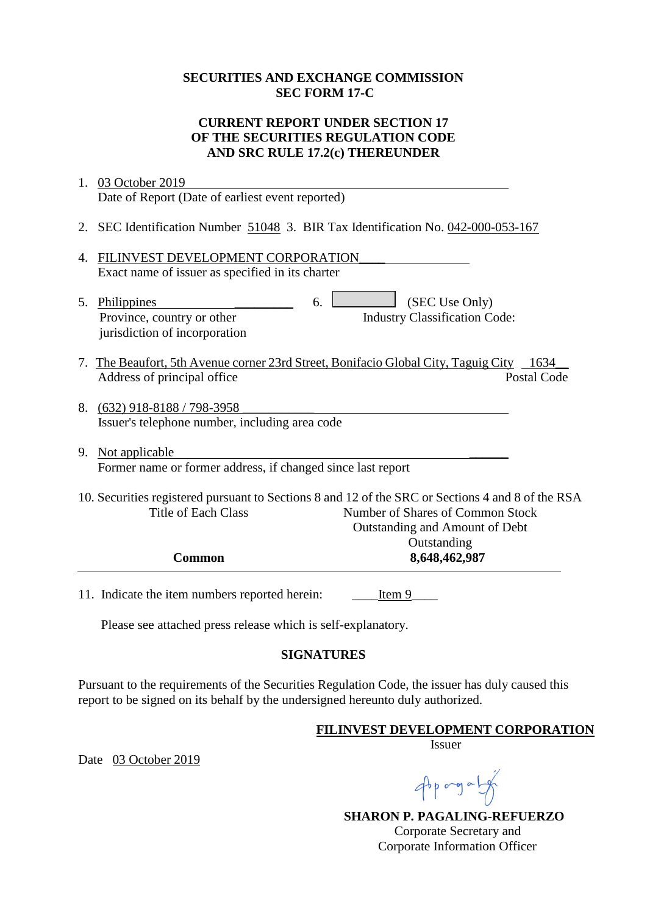**SECURITIES AND EXCHANGE COMMISSION**
**SEC FORM 17-C**

**CURRENT REPORT UNDER SECTION 17**
**OF THE SECURITIES REGULATION CODE**
**AND SRC RULE 17.2(c) THEREUNDER**

1. 03 October 2019
   Date of Report (Date of earliest event reported)

2. SEC Identification Number 51048 3. BIR Tax Identification No. 042-000-053-167

4. FILINVEST DEVELOPMENT CORPORATION
   Exact name of issuer as specified in its charter

5. Philippines
   Province, country or other jurisdiction of incorporation

6. (SEC Use Only)
   Industry Classification Code:

7. The Beaufort, 5th Avenue corner 23rd Street, Bonifacio Global City, Taguig City 1634
   Address of principal office — Postal Code

8. (632) 918-8188 / 798-3958
   Issuer's telephone number, including area code

9. Not applicable
   Former name or former address, if changed since last report

10. Securities registered pursuant to Sections 8 and 12 of the SRC or Sections 4 and 8 of the RSA

| Title of Each Class | Number of Shares of Common Stock Outstanding and Amount of Debt Outstanding |
|---|---|
| **Common** | **8,648,462,987** |

11. Indicate the item numbers reported herein: Item 9

Please see attached press release which is self-explanatory.

**SIGNATURES**

Pursuant to the requirements of the Securities Regulation Code, the issuer has duly caused this report to be signed on its behalf by the undersigned hereunto duly authorized.

**FILINVEST DEVELOPMENT CORPORATION**
Issuer

Date 03 October 2019

**SHARON P. PAGALING-REFUERZO**
Corporate Secretary and
Corporate Information Officer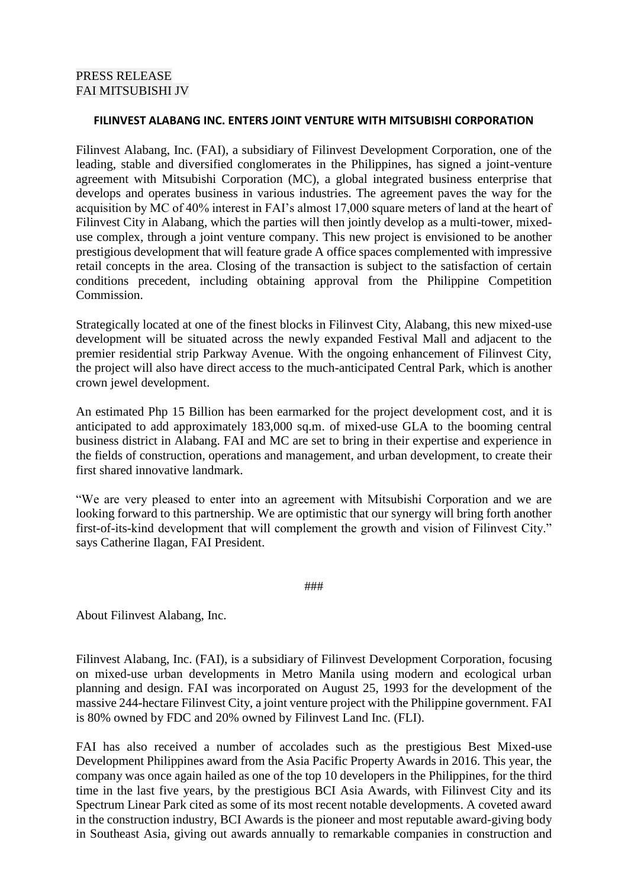PRESS RELEASE
FAI MITSUBISHI JV

**FILINVEST ALABANG INC. ENTERS JOINT VENTURE WITH MITSUBISHI CORPORATION**

Filinvest Alabang, Inc. (FAI), a subsidiary of Filinvest Development Corporation, one of the leading, stable and diversified conglomerates in the Philippines, has signed a joint-venture agreement with Mitsubishi Corporation (MC), a global integrated business enterprise that develops and operates business in various industries. The agreement paves the way for the acquisition by MC of 40% interest in FAI's almost 17,000 square meters of land at the heart of Filinvest City in Alabang, which the parties will then jointly develop as a multi-tower, mixed-use complex, through a joint venture company. This new project is envisioned to be another prestigious development that will feature grade A office spaces complemented with impressive retail concepts in the area. Closing of the transaction is subject to the satisfaction of certain conditions precedent, including obtaining approval from the Philippine Competition Commission.

Strategically located at one of the finest blocks in Filinvest City, Alabang, this new mixed-use development will be situated across the newly expanded Festival Mall and adjacent to the premier residential strip Parkway Avenue. With the ongoing enhancement of Filinvest City, the project will also have direct access to the much-anticipated Central Park, which is another crown jewel development.

An estimated Php 15 Billion has been earmarked for the project development cost, and it is anticipated to add approximately 183,000 sq.m. of mixed-use GLA to the booming central business district in Alabang. FAI and MC are set to bring in their expertise and experience in the fields of construction, operations and management, and urban development, to create their first shared innovative landmark.

"We are very pleased to enter into an agreement with Mitsubishi Corporation and we are looking forward to this partnership. We are optimistic that our synergy will bring forth another first-of-its-kind development that will complement the growth and vision of Filinvest City." says Catherine Ilagan, FAI President.

###

About Filinvest Alabang, Inc.

Filinvest Alabang, Inc. (FAI), is a subsidiary of Filinvest Development Corporation, focusing on mixed-use urban developments in Metro Manila using modern and ecological urban planning and design. FAI was incorporated on August 25, 1993 for the development of the massive 244-hectare Filinvest City, a joint venture project with the Philippine government. FAI is 80% owned by FDC and 20% owned by Filinvest Land Inc. (FLI).

FAI has also received a number of accolades such as the prestigious Best Mixed-use Development Philippines award from the Asia Pacific Property Awards in 2016. This year, the company was once again hailed as one of the top 10 developers in the Philippines, for the third time in the last five years, by the prestigious BCI Asia Awards, with Filinvest City and its Spectrum Linear Park cited as some of its most recent notable developments. A coveted award in the construction industry, BCI Awards is the pioneer and most reputable award-giving body in Southeast Asia, giving out awards annually to remarkable companies in construction and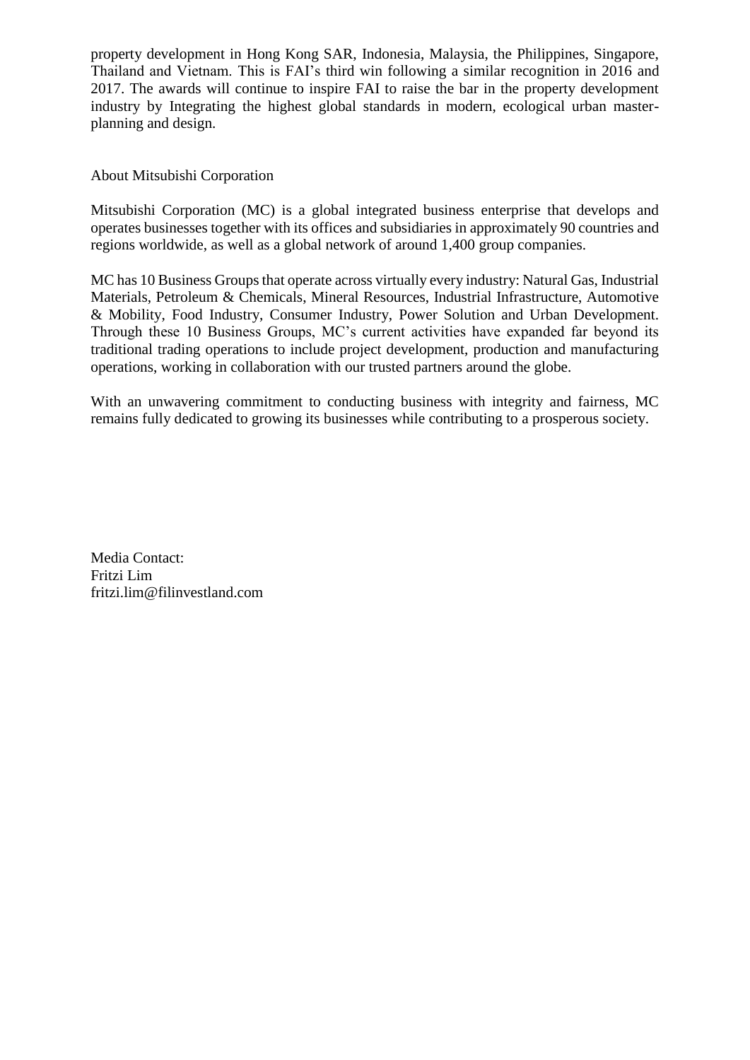property development in Hong Kong SAR, Indonesia, Malaysia, the Philippines, Singapore, Thailand and Vietnam. This is FAI's third win following a similar recognition in 2016 and 2017. The awards will continue to inspire FAI to raise the bar in the property development industry by Integrating the highest global standards in modern, ecological urban master-planning and design.

## About Mitsubishi Corporation

Mitsubishi Corporation (MC) is a global integrated business enterprise that develops and operates businesses together with its offices and subsidiaries in approximately 90 countries and regions worldwide, as well as a global network of around 1,400 group companies.

MC has 10 Business Groups that operate across virtually every industry: Natural Gas, Industrial Materials, Petroleum & Chemicals, Mineral Resources, Industrial Infrastructure, Automotive & Mobility, Food Industry, Consumer Industry, Power Solution and Urban Development. Through these 10 Business Groups, MC's current activities have expanded far beyond its traditional trading operations to include project development, production and manufacturing operations, working in collaboration with our trusted partners around the globe.

With an unwavering commitment to conducting business with integrity and fairness, MC remains fully dedicated to growing its businesses while contributing to a prosperous society.

Media Contact:
Fritzi Lim
fritzi.lim@filinvestland.com